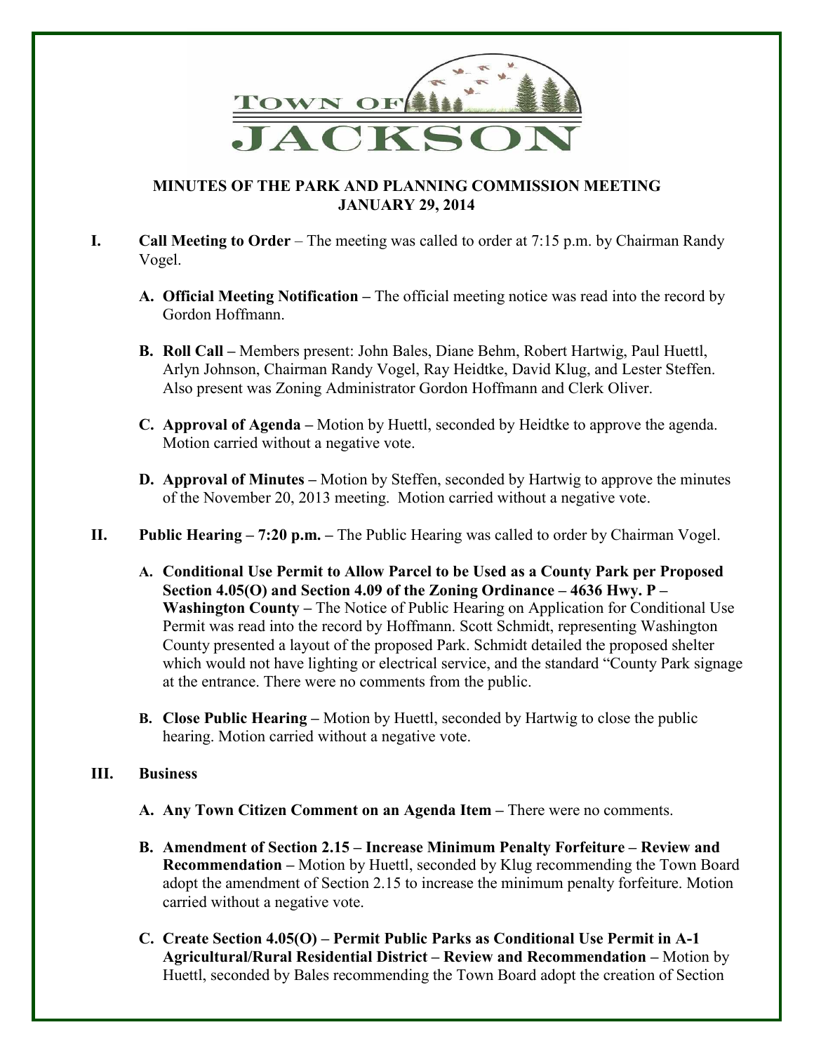# TOWN OF JACKSON

## MINUTES OF THE PARK AND PLANNING COMMISSION MEETING
## JANUARY 29, 2014

**I. Call Meeting to Order** – The meeting was called to order at 7:15 p.m. by Chairman Randy Vogel.

- **A. Official Meeting Notification –** The official meeting notice was read into the record by Gordon Hoffmann.

- **B. Roll Call –** Members present: John Bales, Diane Behm, Robert Hartwig, Paul Huettl, Arlyn Johnson, Chairman Randy Vogel, Ray Heidtke, David Klug, and Lester Steffen. Also present was Zoning Administrator Gordon Hoffmann and Clerk Oliver.

- **C. Approval of Agenda –** Motion by Huettl, seconded by Heidtke to approve the agenda. Motion carried without a negative vote.

- **D. Approval of Minutes –** Motion by Steffen, seconded by Hartwig to approve the minutes of the November 20, 2013 meeting. Motion carried without a negative vote.

**II. Public Hearing – 7:20 p.m. –** The Public Hearing was called to order by Chairman Vogel.

- **A. Conditional Use Permit to Allow Parcel to be Used as a County Park per Proposed Section 4.05(O) and Section 4.09 of the Zoning Ordinance – 4636 Hwy. P – Washington County –** The Notice of Public Hearing on Application for Conditional Use Permit was read into the record by Hoffmann. Scott Schmidt, representing Washington County presented a layout of the proposed Park. Schmidt detailed the proposed shelter which would not have lighting or electrical service, and the standard "County Park signage at the entrance. There were no comments from the public.

- **B. Close Public Hearing –** Motion by Huettl, seconded by Hartwig to close the public hearing. Motion carried without a negative vote.

**III. Business**

- **A. Any Town Citizen Comment on an Agenda Item –** There were no comments.

- **B. Amendment of Section 2.15 – Increase Minimum Penalty Forfeiture – Review and Recommendation –** Motion by Huettl, seconded by Klug recommending the Town Board adopt the amendment of Section 2.15 to increase the minimum penalty forfeiture. Motion carried without a negative vote.

- **C. Create Section 4.05(O) – Permit Public Parks as Conditional Use Permit in A-1 Agricultural/Rural Residential District – Review and Recommendation –** Motion by Huettl, seconded by Bales recommending the Town Board adopt the creation of Section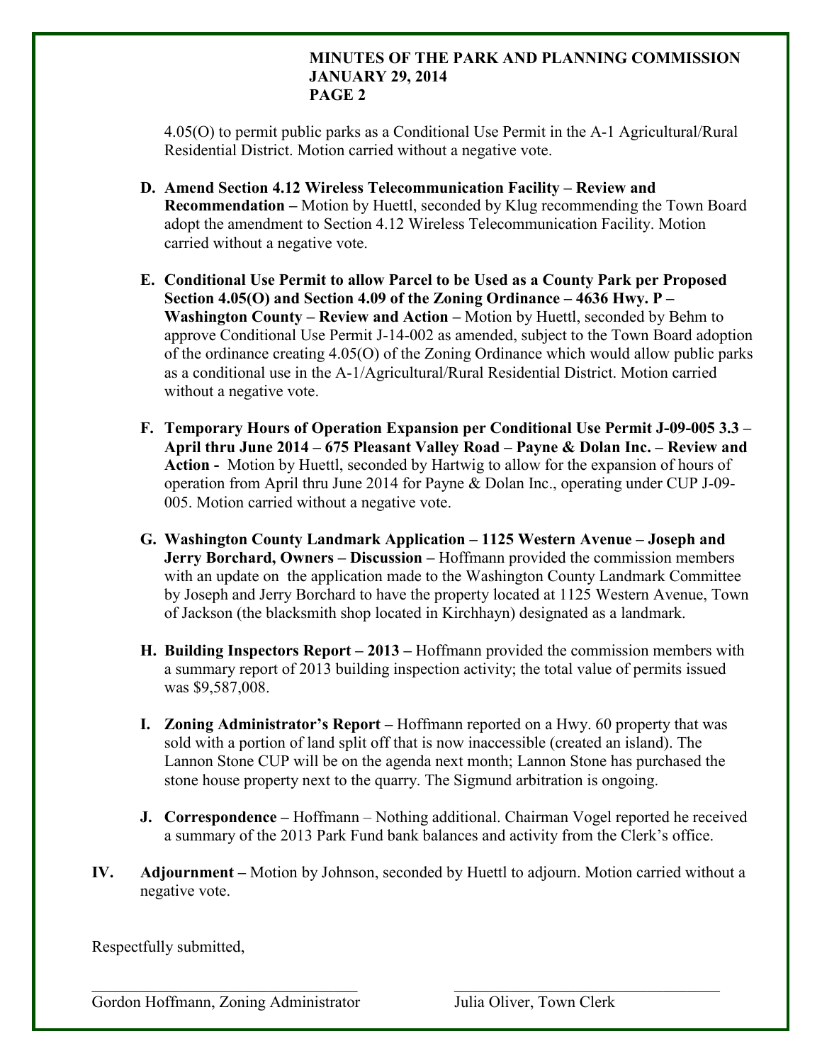4.05(O) to permit public parks as a Conditional Use Permit in the A-1 Agricultural/Rural Residential District. Motion carried without a negative vote.

D. **Amend Section 4.12 Wireless Telecommunication Facility – Review and Recommendation –** Motion by Huettl, seconded by Klug recommending the Town Board adopt the amendment to Section 4.12 Wireless Telecommunication Facility. Motion carried without a negative vote.

E. **Conditional Use Permit to allow Parcel to be Used as a County Park per Proposed Section 4.05(O) and Section 4.09 of the Zoning Ordinance – 4636 Hwy. P – Washington County – Review and Action –** Motion by Huettl, seconded by Behm to approve Conditional Use Permit J-14-002 as amended, subject to the Town Board adoption of the ordinance creating 4.05(O) of the Zoning Ordinance which would allow public parks as a conditional use in the A-1/Agricultural/Rural Residential District. Motion carried without a negative vote.

F. **Temporary Hours of Operation Expansion per Conditional Use Permit J-09-005 3.3 – April thru June 2014 – 675 Pleasant Valley Road – Payne & Dolan Inc. – Review and Action -** Motion by Huettl, seconded by Hartwig to allow for the expansion of hours of operation from April thru June 2014 for Payne & Dolan Inc., operating under CUP J-09-005. Motion carried without a negative vote.

G. **Washington County Landmark Application – 1125 Western Avenue – Joseph and Jerry Borchard, Owners – Discussion –** Hoffmann provided the commission members with an update on the application made to the Washington County Landmark Committee by Joseph and Jerry Borchard to have the property located at 1125 Western Avenue, Town of Jackson (the blacksmith shop located in Kirchhayn) designated as a landmark.

H. **Building Inspectors Report – 2013 –** Hoffmann provided the commission members with a summary report of 2013 building inspection activity; the total value of permits issued was $9,587,008.

I. **Zoning Administrator's Report –** Hoffmann reported on a Hwy. 60 property that was sold with a portion of land split off that is now inaccessible (created an island). The Lannon Stone CUP will be on the agenda next month; Lannon Stone has purchased the stone house property next to the quarry. The Sigmund arbitration is ongoing.

J. **Correspondence –** Hoffmann – Nothing additional. Chairman Vogel reported he received a summary of the 2013 Park Fund bank balances and activity from the Clerk's office.

IV. **Adjournment –** Motion by Johnson, seconded by Huettl to adjourn. Motion carried without a negative vote.

Respectfully submitted,

\_\_\_\_\_\_\_\_\_\_\_\_\_\_\_\_\_\_\_\_\_\_\_\_\_\_\_\_\_\_\_\_\_\_\_
Gordon Hoffmann, Zoning Administrator

\_\_\_\_\_\_\_\_\_\_\_\_\_\_\_\_\_\_\_\_\_\_\_\_\_\_\_\_\_\_\_\_\_\_\_
Julia Oliver, Town Clerk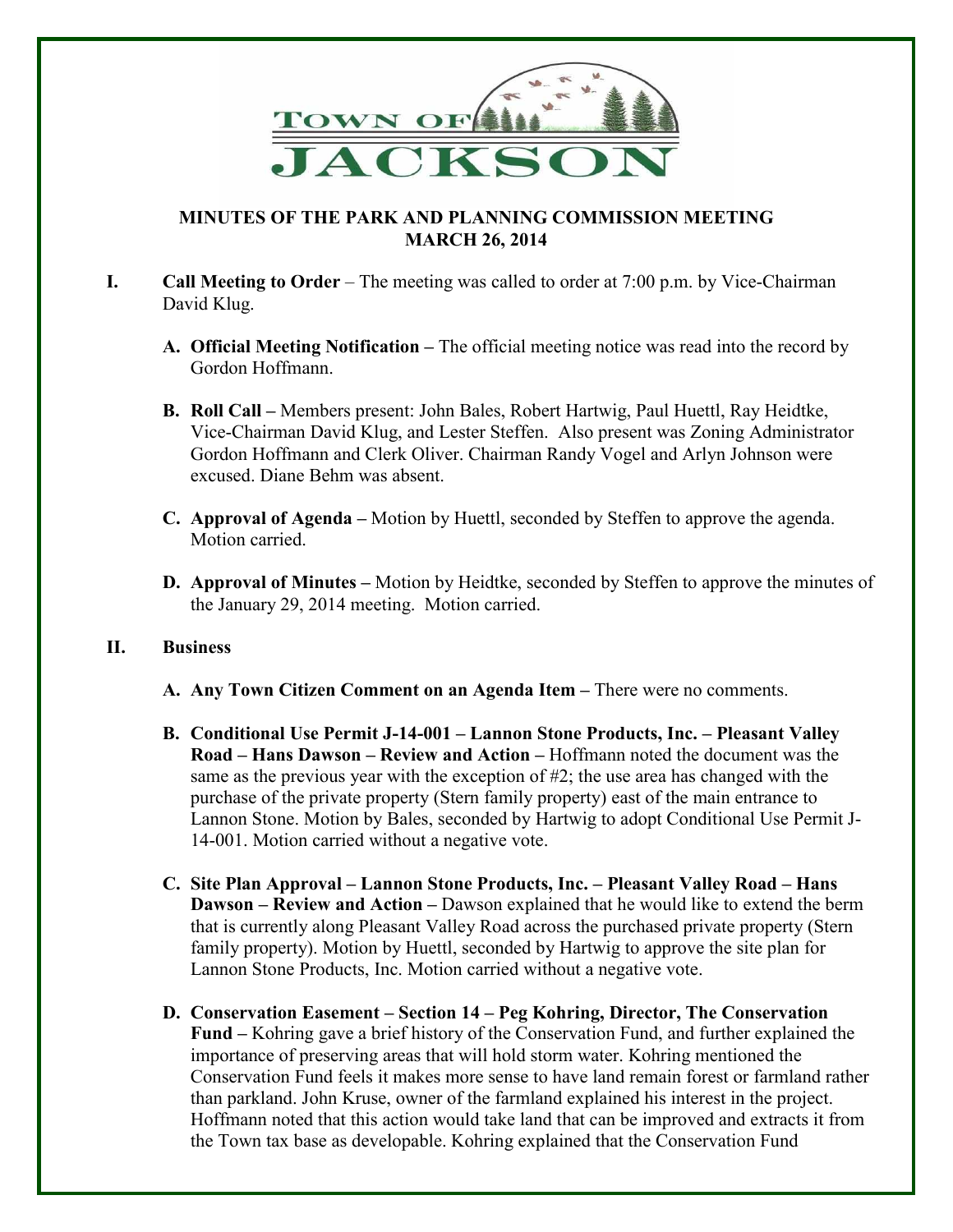# MINUTES OF THE PARK AND PLANNING COMMISSION MEETING
## MARCH 26, 2014

**I. Call Meeting to Order** – The meeting was called to order at 7:00 p.m. by Vice-Chairman David Klug.

**A. Official Meeting Notification –** The official meeting notice was read into the record by Gordon Hoffmann.

**B. Roll Call –** Members present: John Bales, Robert Hartwig, Paul Huettl, Ray Heidtke, Vice-Chairman David Klug, and Lester Steffen. Also present was Zoning Administrator Gordon Hoffmann and Clerk Oliver. Chairman Randy Vogel and Arlyn Johnson were excused. Diane Behm was absent.

**C. Approval of Agenda –** Motion by Huettl, seconded by Steffen to approve the agenda. Motion carried.

**D. Approval of Minutes –** Motion by Heidtke, seconded by Steffen to approve the minutes of the January 29, 2014 meeting. Motion carried.

**II. Business**

**A. Any Town Citizen Comment on an Agenda Item –** There were no comments.

**B. Conditional Use Permit J-14-001 – Lannon Stone Products, Inc. – Pleasant Valley Road – Hans Dawson – Review and Action –** Hoffmann noted the document was the same as the previous year with the exception of #2; the use area has changed with the purchase of the private property (Stern family property) east of the main entrance to Lannon Stone. Motion by Bales, seconded by Hartwig to adopt Conditional Use Permit J-14-001. Motion carried without a negative vote.

**C. Site Plan Approval – Lannon Stone Products, Inc. – Pleasant Valley Road – Hans Dawson – Review and Action –** Dawson explained that he would like to extend the berm that is currently along Pleasant Valley Road across the purchased private property (Stern family property). Motion by Huettl, seconded by Hartwig to approve the site plan for Lannon Stone Products, Inc. Motion carried without a negative vote.

**D. Conservation Easement – Section 14 – Peg Kohring, Director, The Conservation Fund –** Kohring gave a brief history of the Conservation Fund, and further explained the importance of preserving areas that will hold storm water. Kohring mentioned the Conservation Fund feels it makes more sense to have land remain forest or farmland rather than parkland. John Kruse, owner of the farmland explained his interest in the project. Hoffmann noted that this action would take land that can be improved and extracts it from the Town tax base as developable. Kohring explained that the Conservation Fund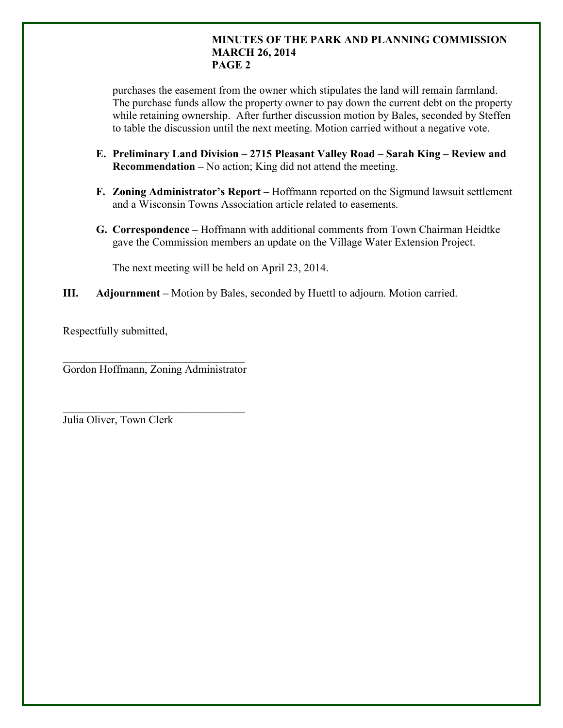purchases the easement from the owner which stipulates the land will remain farmland. The purchase funds allow the property owner to pay down the current debt on the property while retaining ownership. After further discussion motion by Bales, seconded by Steffen to table the discussion until the next meeting. Motion carried without a negative vote.

**E. Preliminary Land Division – 2715 Pleasant Valley Road – Sarah King – Review and Recommendation –** No action; King did not attend the meeting.

**F. Zoning Administrator's Report –** Hoffmann reported on the Sigmund lawsuit settlement and a Wisconsin Towns Association article related to easements.

**G. Correspondence –** Hoffmann with additional comments from Town Chairman Heidtke gave the Commission members an update on the Village Water Extension Project.

The next meeting will be held on April 23, 2014.

**III. Adjournment –** Motion by Bales, seconded by Huettl to adjourn. Motion carried.

Respectfully submitted,

___________________________________
Gordon Hoffmann, Zoning Administrator

___________________________________
Julia Oliver, Town Clerk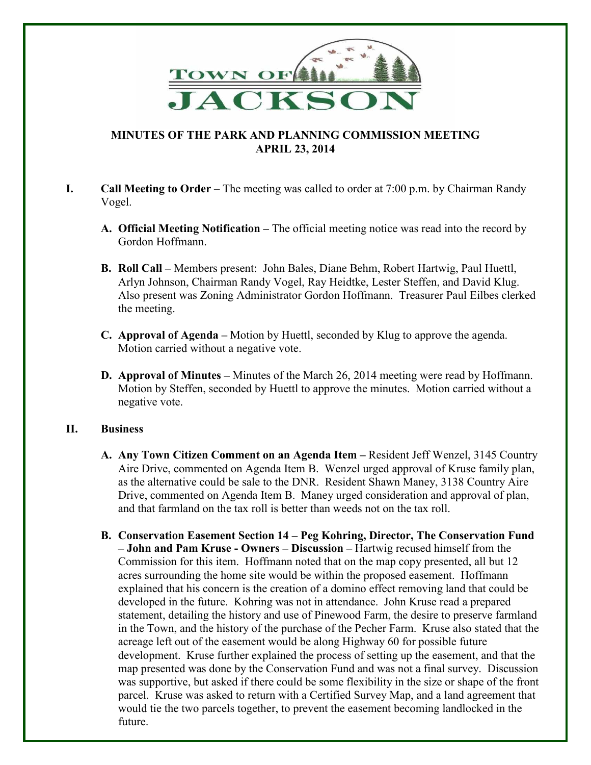TOWN OF JACKSON

**MINUTES OF THE PARK AND PLANNING COMMISSION MEETING**
**APRIL 23, 2014**

**I. Call Meeting to Order** – The meeting was called to order at 7:00 p.m. by Chairman Randy Vogel.

**A. Official Meeting Notification –** The official meeting notice was read into the record by Gordon Hoffmann.

**B. Roll Call –** Members present: John Bales, Diane Behm, Robert Hartwig, Paul Huettl, Arlyn Johnson, Chairman Randy Vogel, Ray Heidtke, Lester Steffen, and David Klug. Also present was Zoning Administrator Gordon Hoffmann. Treasurer Paul Eilbes clerked the meeting.

**C. Approval of Agenda –** Motion by Huettl, seconded by Klug to approve the agenda. Motion carried without a negative vote.

**D. Approval of Minutes –** Minutes of the March 26, 2014 meeting were read by Hoffmann. Motion by Steffen, seconded by Huettl to approve the minutes. Motion carried without a negative vote.

**II. Business**

**A. Any Town Citizen Comment on an Agenda Item –** Resident Jeff Wenzel, 3145 Country Aire Drive, commented on Agenda Item B. Wenzel urged approval of Kruse family plan, as the alternative could be sale to the DNR. Resident Shawn Maney, 3138 Country Aire Drive, commented on Agenda Item B. Maney urged consideration and approval of plan, and that farmland on the tax roll is better than weeds not on the tax roll.

**B. Conservation Easement Section 14 – Peg Kohring, Director, The Conservation Fund – John and Pam Kruse - Owners – Discussion –** Hartwig recused himself from the Commission for this item. Hoffmann noted that on the map copy presented, all but 12 acres surrounding the home site would be within the proposed easement. Hoffmann explained that his concern is the creation of a domino effect removing land that could be developed in the future. Kohring was not in attendance. John Kruse read a prepared statement, detailing the history and use of Pinewood Farm, the desire to preserve farmland in the Town, and the history of the purchase of the Pecher Farm. Kruse also stated that the acreage left out of the easement would be along Highway 60 for possible future development. Kruse further explained the process of setting up the easement, and that the map presented was done by the Conservation Fund and was not a final survey. Discussion was supportive, but asked if there could be some flexibility in the size or shape of the front parcel. Kruse was asked to return with a Certified Survey Map, and a land agreement that would tie the two parcels together, to prevent the easement becoming landlocked in the future.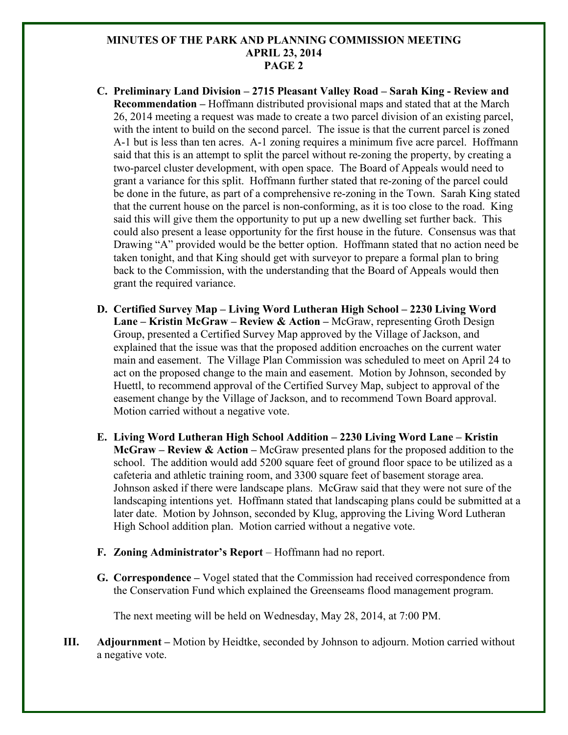**MINUTES OF THE PARK AND PLANNING COMMISSION MEETING**
**APRIL 23, 2014**
**PAGE 2**

C. **Preliminary Land Division – 2715 Pleasant Valley Road – Sarah King - Review and Recommendation –** Hoffmann distributed provisional maps and stated that at the March 26, 2014 meeting a request was made to create a two parcel division of an existing parcel, with the intent to build on the second parcel. The issue is that the current parcel is zoned A-1 but is less than ten acres. A-1 zoning requires a minimum five acre parcel. Hoffmann said that this is an attempt to split the parcel without re-zoning the property, by creating a two-parcel cluster development, with open space. The Board of Appeals would need to grant a variance for this split. Hoffmann further stated that re-zoning of the parcel could be done in the future, as part of a comprehensive re-zoning in the Town. Sarah King stated that the current house on the parcel is non-conforming, as it is too close to the road. King said this will give them the opportunity to put up a new dwelling set further back. This could also present a lease opportunity for the first house in the future. Consensus was that Drawing "A" provided would be the better option. Hoffmann stated that no action need be taken tonight, and that King should get with surveyor to prepare a formal plan to bring back to the Commission, with the understanding that the Board of Appeals would then grant the required variance.

D. **Certified Survey Map – Living Word Lutheran High School – 2230 Living Word Lane – Kristin McGraw – Review & Action –** McGraw, representing Groth Design Group, presented a Certified Survey Map approved by the Village of Jackson, and explained that the issue was that the proposed addition encroaches on the current water main and easement. The Village Plan Commission was scheduled to meet on April 24 to act on the proposed change to the main and easement. Motion by Johnson, seconded by Huettl, to recommend approval of the Certified Survey Map, subject to approval of the easement change by the Village of Jackson, and to recommend Town Board approval. Motion carried without a negative vote.

E. **Living Word Lutheran High School Addition – 2230 Living Word Lane – Kristin McGraw – Review & Action –** McGraw presented plans for the proposed addition to the school. The addition would add 5200 square feet of ground floor space to be utilized as a cafeteria and athletic training room, and 3300 square feet of basement storage area. Johnson asked if there were landscape plans. McGraw said that they were not sure of the landscaping intentions yet. Hoffmann stated that landscaping plans could be submitted at a later date. Motion by Johnson, seconded by Klug, approving the Living Word Lutheran High School addition plan. Motion carried without a negative vote.

F. **Zoning Administrator's Report** – Hoffmann had no report.

G. **Correspondence –** Vogel stated that the Commission had received correspondence from the Conservation Fund which explained the Greenseams flood management program.

The next meeting will be held on Wednesday, May 28, 2014, at 7:00 PM.

III. **Adjournment –** Motion by Heidtke, seconded by Johnson to adjourn. Motion carried without a negative vote.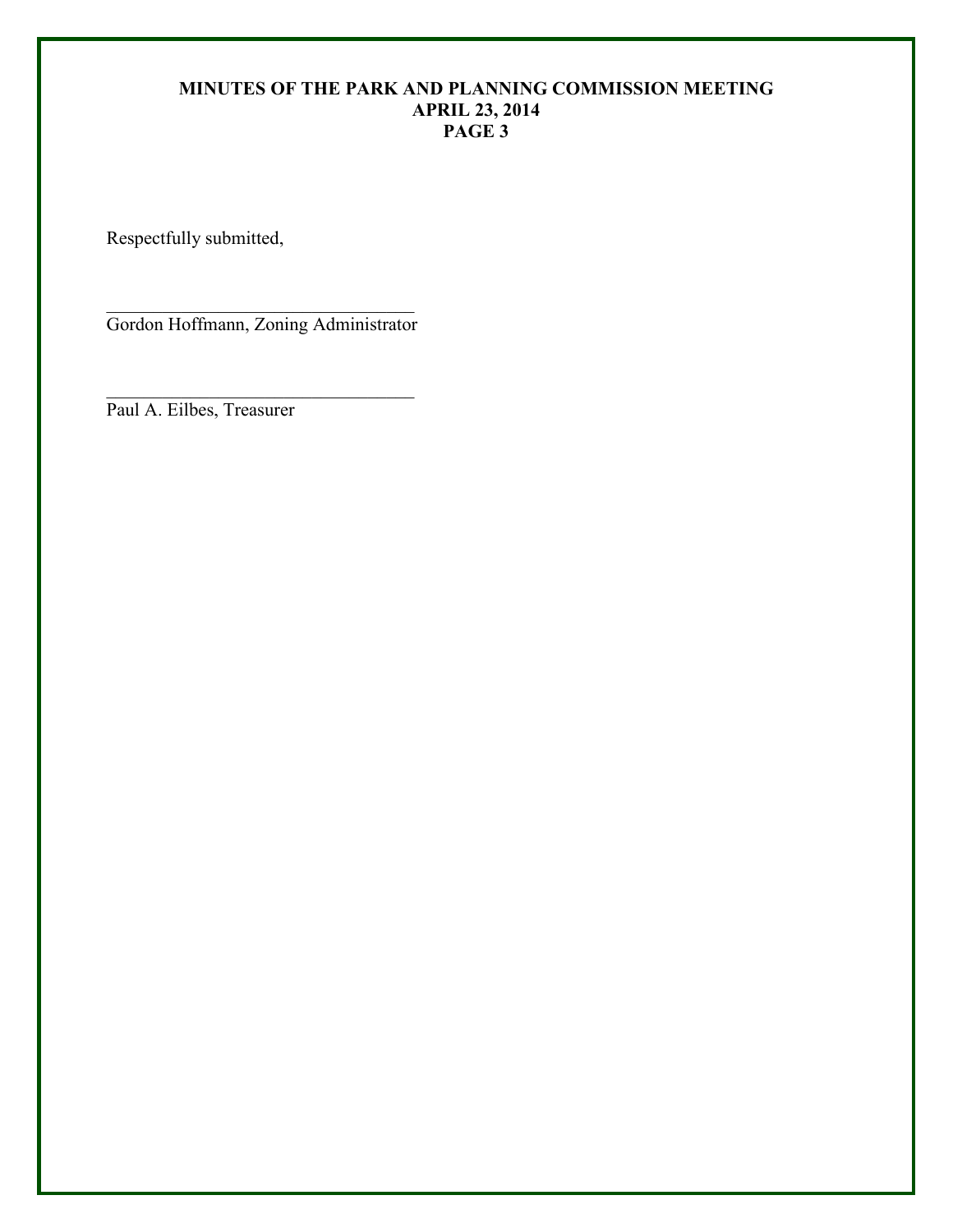Respectfully submitted,

\_\_\_\_\_\_\_\_\_\_\_\_\_\_\_\_\_\_\_\_\_\_\_\_\_\_\_\_\_\_\_\_\_\_

Gordon Hoffmann, Zoning Administrator

\_\_\_\_\_\_\_\_\_\_\_\_\_\_\_\_\_\_\_\_\_\_\_\_\_\_\_\_\_\_\_\_\_\_

Paul A. Eilbes, Treasurer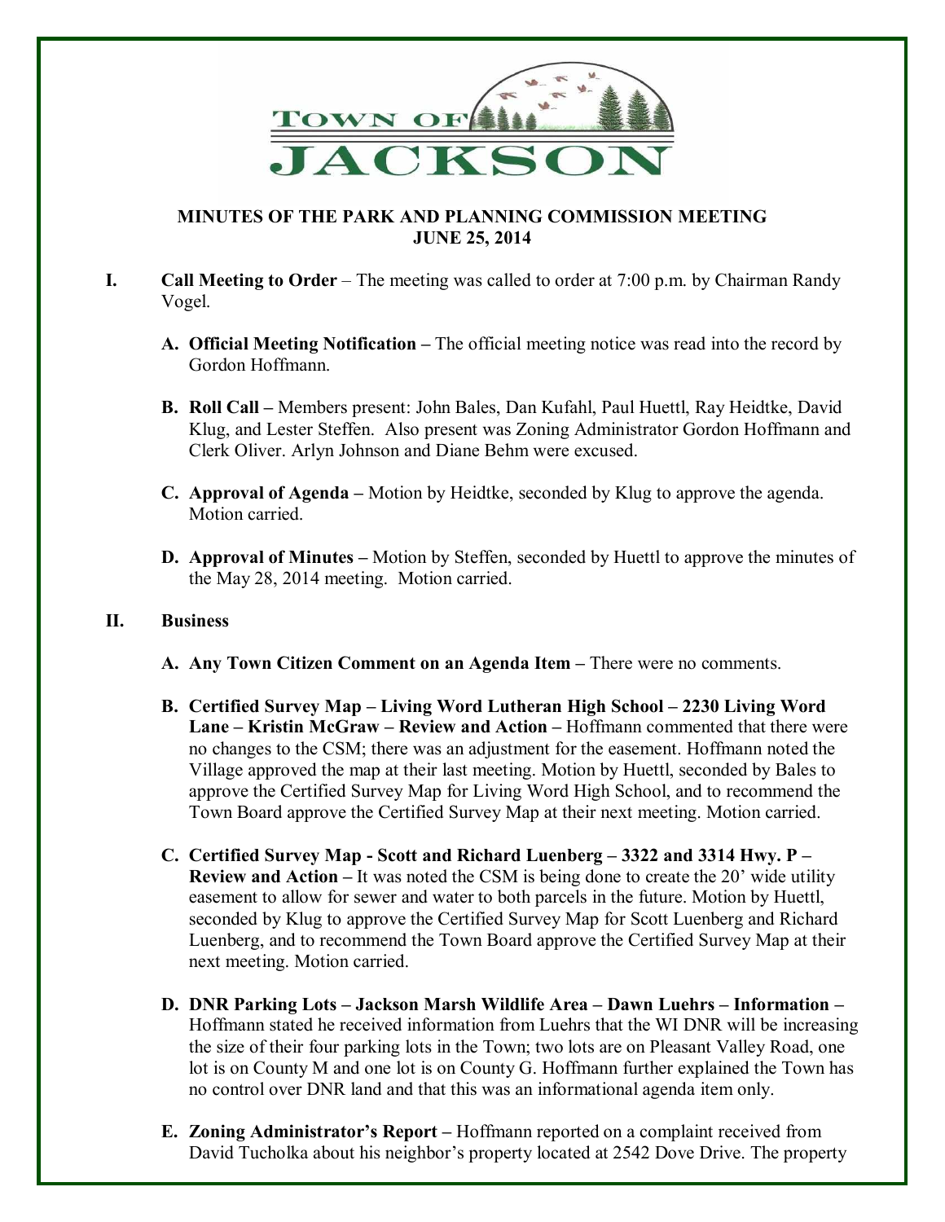# TOWN OF JACKSON

## MINUTES OF THE PARK AND PLANNING COMMISSION MEETING
## JUNE 25, 2014

**I. Call Meeting to Order** – The meeting was called to order at 7:00 p.m. by Chairman Randy Vogel.

**A. Official Meeting Notification –** The official meeting notice was read into the record by Gordon Hoffmann.

**B. Roll Call –** Members present: John Bales, Dan Kufahl, Paul Huettl, Ray Heidtke, David Klug, and Lester Steffen. Also present was Zoning Administrator Gordon Hoffmann and Clerk Oliver. Arlyn Johnson and Diane Behm were excused.

**C. Approval of Agenda –** Motion by Heidtke, seconded by Klug to approve the agenda. Motion carried.

**D. Approval of Minutes –** Motion by Steffen, seconded by Huettl to approve the minutes of the May 28, 2014 meeting. Motion carried.

**II. Business**

**A. Any Town Citizen Comment on an Agenda Item –** There were no comments.

**B. Certified Survey Map – Living Word Lutheran High School – 2230 Living Word Lane – Kristin McGraw – Review and Action –** Hoffmann commented that there were no changes to the CSM; there was an adjustment for the easement. Hoffmann noted the Village approved the map at their last meeting. Motion by Huettl, seconded by Bales to approve the Certified Survey Map for Living Word High School, and to recommend the Town Board approve the Certified Survey Map at their next meeting. Motion carried.

**C. Certified Survey Map - Scott and Richard Luenberg – 3322 and 3314 Hwy. P – Review and Action –** It was noted the CSM is being done to create the 20' wide utility easement to allow for sewer and water to both parcels in the future. Motion by Huettl, seconded by Klug to approve the Certified Survey Map for Scott Luenberg and Richard Luenberg, and to recommend the Town Board approve the Certified Survey Map at their next meeting. Motion carried.

**D. DNR Parking Lots – Jackson Marsh Wildlife Area – Dawn Luehrs – Information –** Hoffmann stated he received information from Luehrs that the WI DNR will be increasing the size of their four parking lots in the Town; two lots are on Pleasant Valley Road, one lot is on County M and one lot is on County G. Hoffmann further explained the Town has no control over DNR land and that this was an informational agenda item only.

**E. Zoning Administrator's Report –** Hoffmann reported on a complaint received from David Tucholka about his neighbor's property located at 2542 Dove Drive. The property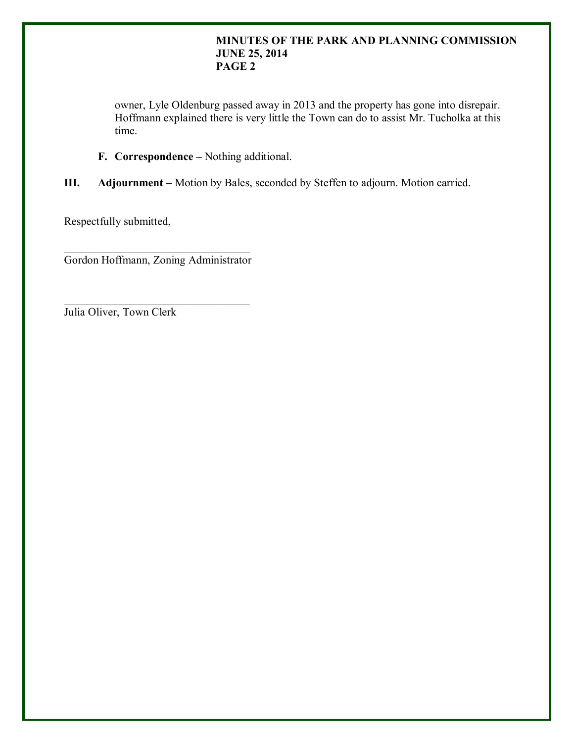owner, Lyle Oldenburg passed away in 2013 and the property has gone into disrepair. Hoffmann explained there is very little the Town can do to assist Mr. Tucholka at this time.

F. **Correspondence –** Nothing additional.

**III. Adjournment –** Motion by Bales, seconded by Steffen to adjourn. Motion carried.

Respectfully submitted,

\_\_\_\_\_\_\_\_\_\_\_\_\_\_\_\_\_\_\_\_\_\_\_\_\_\_\_\_\_\_\_\_\_\_
Gordon Hoffmann, Zoning Administrator

\_\_\_\_\_\_\_\_\_\_\_\_\_\_\_\_\_\_\_\_\_\_\_\_\_\_\_\_\_\_\_\_\_\_
Julia Oliver, Town Clerk